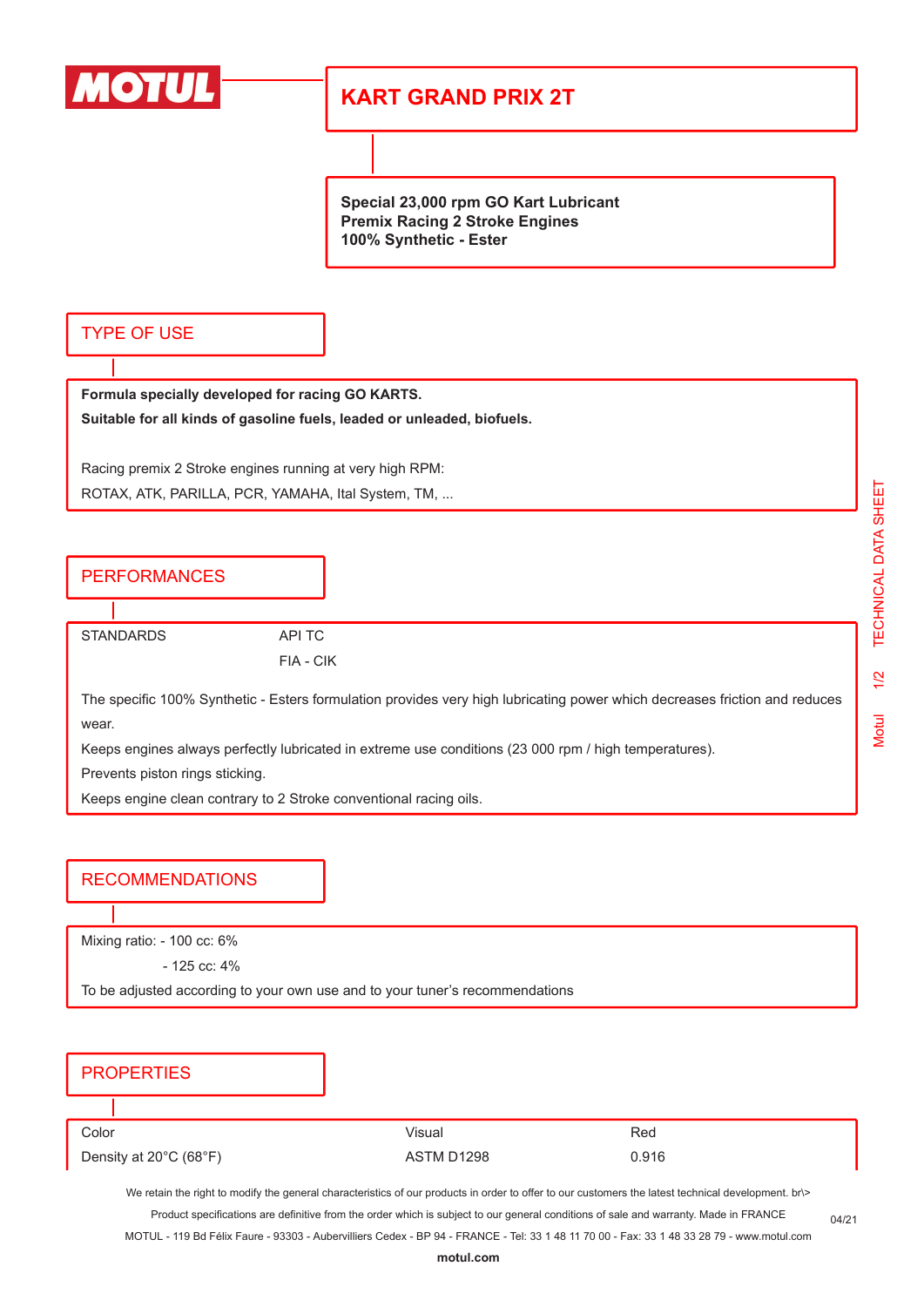# KART GRAND PRIX 2T

**Special 23,000 rpm GO Kart Lubricant**
**Premix Racing 2 Stroke Engines**
**100% Synthetic - Ester**

## TYPE OF USE

**Formula specially developed for racing GO KARTS.**

**Suitable for all kinds of gasoline fuels, leaded or unleaded, biofuels.**

Racing premix 2 Stroke engines running at very high RPM:

ROTAX, ATK, PARILLA, PCR, YAMAHA, Ital System, TM, ...

## PERFORMANCES

| STANDARDS | API TC |
|---|---|
| | FIA - CIK |

The specific 100% Synthetic - Esters formulation provides very high lubricating power which decreases friction and reduces wear.

Keeps engines always perfectly lubricated in extreme use conditions (23 000 rpm / high temperatures).

Prevents piston rings sticking.

Keeps engine clean contrary to 2 Stroke conventional racing oils.

## RECOMMENDATIONS

Mixing ratio: - 100 cc: 6%

- 125 cc: 4%

To be adjusted according to your own use and to your tuner's recommendations

## PROPERTIES

| Color | Visual | Red |
|---|---|---|
| Density at 20°C (68°F) | ASTM D1298 | 0.916 |

We retain the right to modify the general characteristics of our products in order to offer to our customers the latest technical development. br\>

Product specifications are definitive from the order which is subject to our general conditions of sale and warranty. Made in FRANCE

MOTUL - 119 Bd Félix Faure - 93303 - Aubervilliers Cedex - BP 94 - FRANCE - Tel: 33 1 48 11 70 00 - Fax: 33 1 48 33 28 79 - www.motul.com

04/21

**motul.com**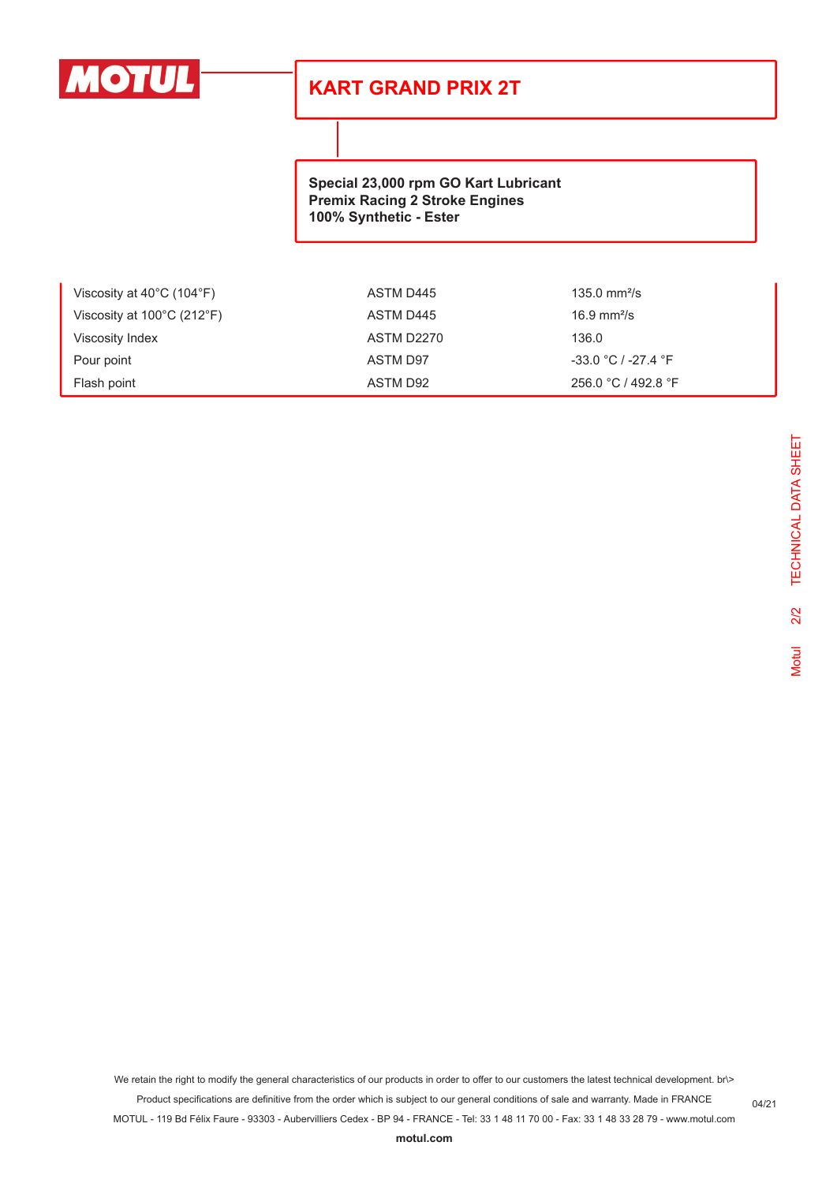# KART GRAND PRIX 2T

**Special 23,000 rpm GO Kart Lubricant**
**Premix Racing 2 Stroke Engines**
**100% Synthetic - Ester**

| | | |
|---|---|---|
| Viscosity at 40°C (104°F) | ASTM D445 | 135.0 mm²/s |
| Viscosity at 100°C (212°F) | ASTM D445 | 16.9 mm²/s |
| Viscosity Index | ASTM D2270 | 136.0 |
| Pour point | ASTM D97 | -33.0 °C / -27.4 °F |
| Flash point | ASTM D92 | 256.0 °C / 492.8 °F |

We retain the right to modify the general characteristics of our products in order to offer to our customers the latest technical development. br\>
Product specifications are definitive from the order which is subject to our general conditions of sale and warranty. Made in FRANCE
MOTUL - 119 Bd Félix Faure - 93303 - Aubervilliers Cedex - BP 94 - FRANCE - Tel: 33 1 48 11 70 00 - Fax: 33 1 48 33 28 79 - www.motul.com

04/21

**motul.com**